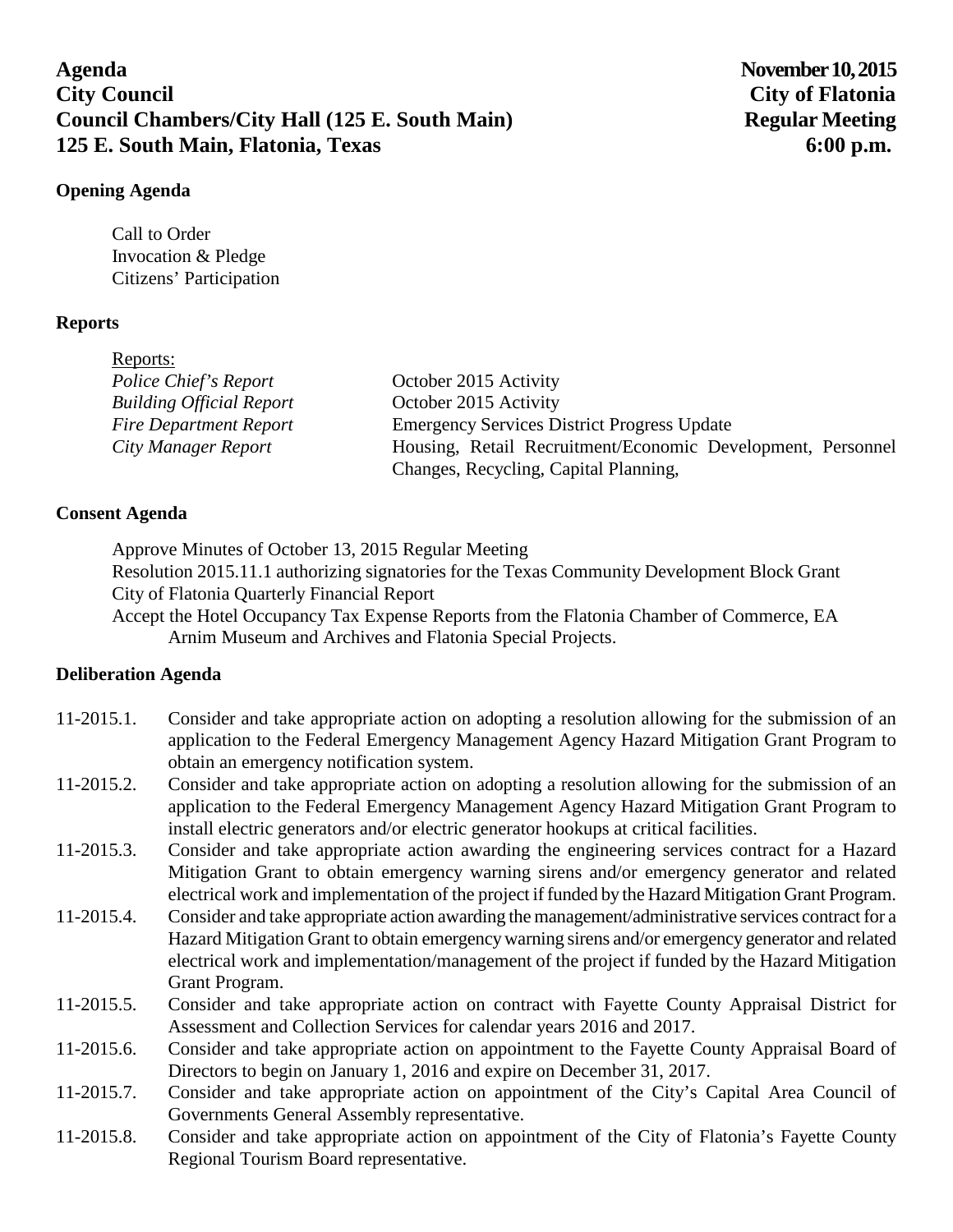**Agenda** **November 10, 2015**
**City Council** **City of Flatonia**
**Council Chambers/City Hall (125 E. South Main)** **Regular Meeting**
**125 E. South Main, Flatonia, Texas** **6:00 p.m.**

## Opening Agenda

Call to Order
Invocation & Pledge
Citizens' Participation

## Reports

Reports:

| | |
|---|---|
| *Police Chief's Report* | October 2015 Activity |
| *Building Official Report* | October 2015 Activity |
| *Fire Department Report* | Emergency Services District Progress Update |
| *City Manager Report* | Housing, Retail Recruitment/Economic Development, Personnel Changes, Recycling, Capital Planning, |

## Consent Agenda

Approve Minutes of October 13, 2015 Regular Meeting
Resolution 2015.11.1 authorizing signatories for the Texas Community Development Block Grant
City of Flatonia Quarterly Financial Report
Accept the Hotel Occupancy Tax Expense Reports from the Flatonia Chamber of Commerce, EA Arnim Museum and Archives and Flatonia Special Projects.

## Deliberation Agenda

11-2015.1. Consider and take appropriate action on adopting a resolution allowing for the submission of an application to the Federal Emergency Management Agency Hazard Mitigation Grant Program to obtain an emergency notification system.

11-2015.2. Consider and take appropriate action on adopting a resolution allowing for the submission of an application to the Federal Emergency Management Agency Hazard Mitigation Grant Program to install electric generators and/or electric generator hookups at critical facilities.

11-2015.3. Consider and take appropriate action awarding the engineering services contract for a Hazard Mitigation Grant to obtain emergency warning sirens and/or emergency generator and related electrical work and implementation of the project if funded by the Hazard Mitigation Grant Program.

11-2015.4. Consider and take appropriate action awarding the management/administrative services contract for a Hazard Mitigation Grant to obtain emergency warning sirens and/or emergency generator and related electrical work and implementation/management of the project if funded by the Hazard Mitigation Grant Program.

11-2015.5. Consider and take appropriate action on contract with Fayette County Appraisal District for Assessment and Collection Services for calendar years 2016 and 2017.

11-2015.6. Consider and take appropriate action on appointment to the Fayette County Appraisal Board of Directors to begin on January 1, 2016 and expire on December 31, 2017.

11-2015.7. Consider and take appropriate action on appointment of the City's Capital Area Council of Governments General Assembly representative.

11-2015.8. Consider and take appropriate action on appointment of the City of Flatonia's Fayette County Regional Tourism Board representative.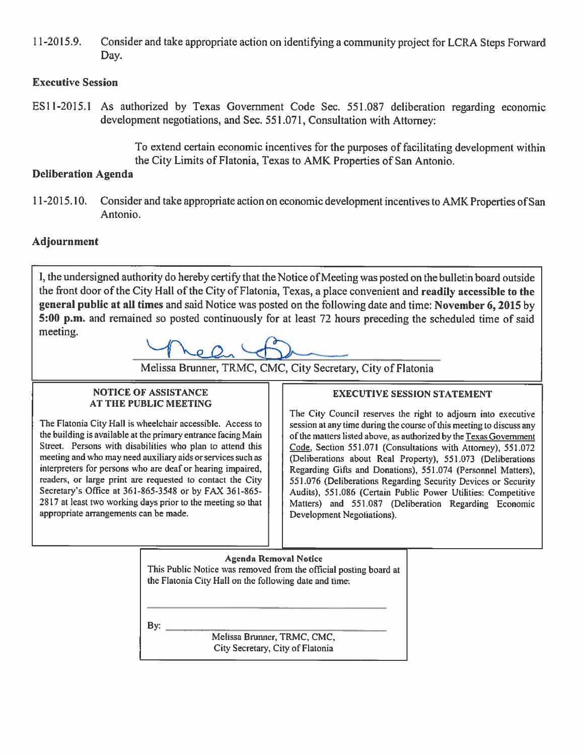11-2015.9. Consider and take appropriate action on identifying a community project for LCRA Steps Forward Day.

**Executive Session**

ES11-2015.1 As authorized by Texas Government Code Sec. 551.087 deliberation regarding economic development negotiations, and Sec. 551.071, Consultation with Attorney:

> To extend certain economic incentives for the purposes of facilitating development within the City Limits of Flatonia, Texas to AMK Properties of San Antonio.

**Deliberation Agenda**

11-2015.10. Consider and take appropriate action on economic development incentives to AMK Properties of San Antonio.

**Adjournment**

I, the undersigned authority do hereby certify that the Notice of Meeting was posted on the bulletin board outside the front door of the City Hall of the City of Flatonia, Texas, a place convenient and **readily accessible to the general public at all times** and said Notice was posted on the following date and time: **November 6, 2015** by **5:00 p.m.** and remained so posted continuously for at least 72 hours preceding the scheduled time of said meeting.

Melissa Brunner, TRMC, CMC, City Secretary, City of Flatonia

**NOTICE OF ASSISTANCE AT THE PUBLIC MEETING**

The Flatonia City Hall is wheelchair accessible. Access to the building is available at the primary entrance facing Main Street. Persons with disabilities who plan to attend this meeting and who may need auxiliary aids or services such as interpreters for persons who are deaf or hearing impaired, readers, or large print are requested to contact the City Secretary's Office at 361-865-3548 or by FAX 361-865-2817 at least two working days prior to the meeting so that appropriate arrangements can be made.

**EXECUTIVE SESSION STATEMENT**

The City Council reserves the right to adjourn into executive session at any time during the course of this meeting to discuss any of the matters listed above, as authorized by the Texas Government Code, Section 551.071 (Consultations with Attorney), 551.072 (Deliberations about Real Property), 551.073 (Deliberations Regarding Gifts and Donations), 551.074 (Personnel Matters), 551.076 (Deliberations Regarding Security Devices or Security Audits), 551.086 (Certain Public Power Utilities: Competitive Matters) and 551.087 (Deliberation Regarding Economic Development Negotiations).

**Agenda Removal Notice**

This Public Notice was removed from the official posting board at the Flatonia City Hall on the following date and time:

\_\_\_\_\_\_\_\_\_\_\_\_\_\_\_\_\_\_\_\_\_\_\_\_\_\_\_\_\_\_\_\_\_\_\_\_\_\_\_\_

By: \_\_\_\_\_\_\_\_\_\_\_\_\_\_\_\_\_\_\_\_\_\_\_\_\_\_\_\_\_\_\_\_\_\_\_\_

Melissa Brunner, TRMC, CMC,
City Secretary, City of Flatonia